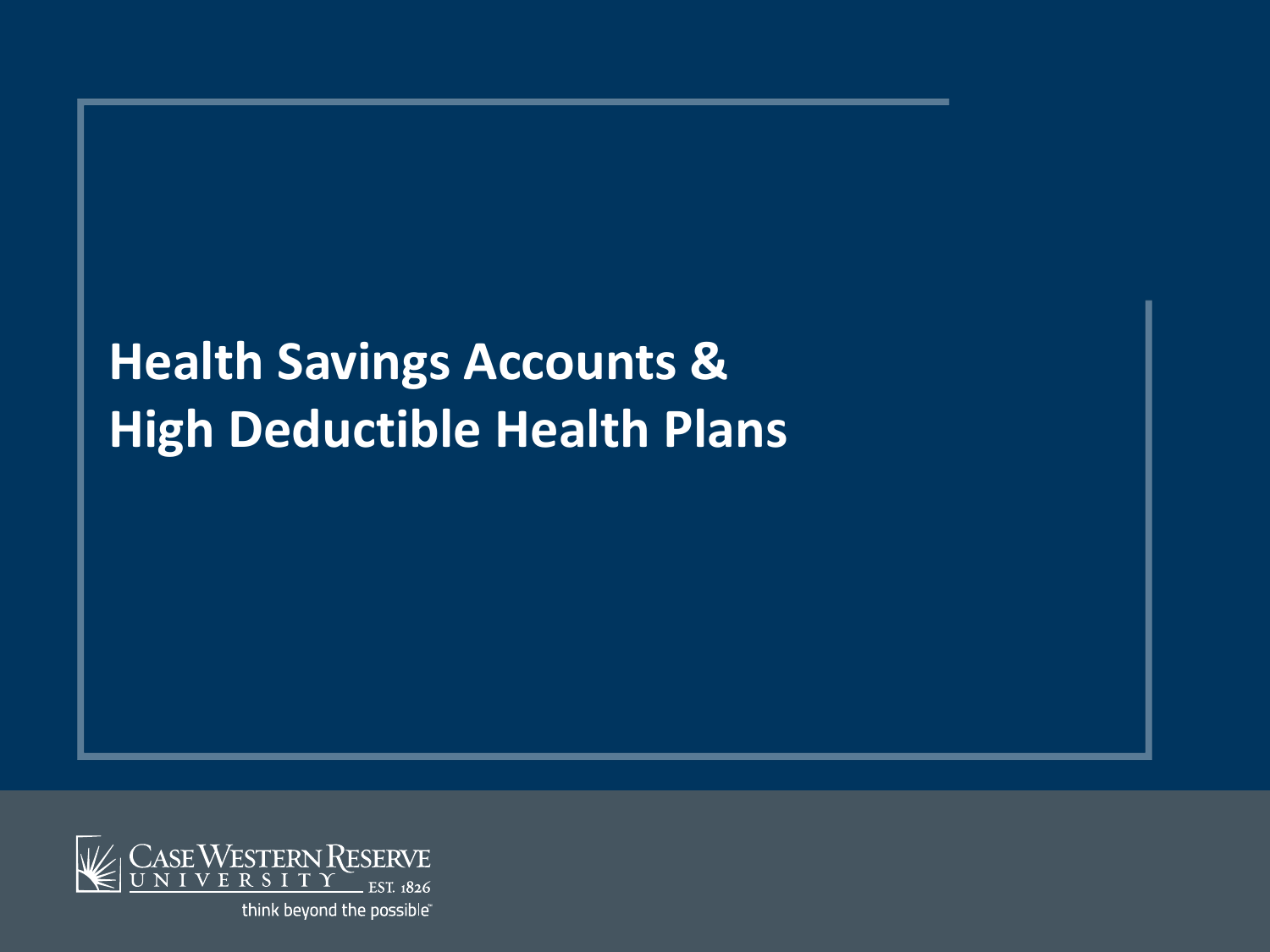# Health Savings Accounts & High Deductible Health Plans

Case Western Reserve University EST. 1826

think beyond the possible™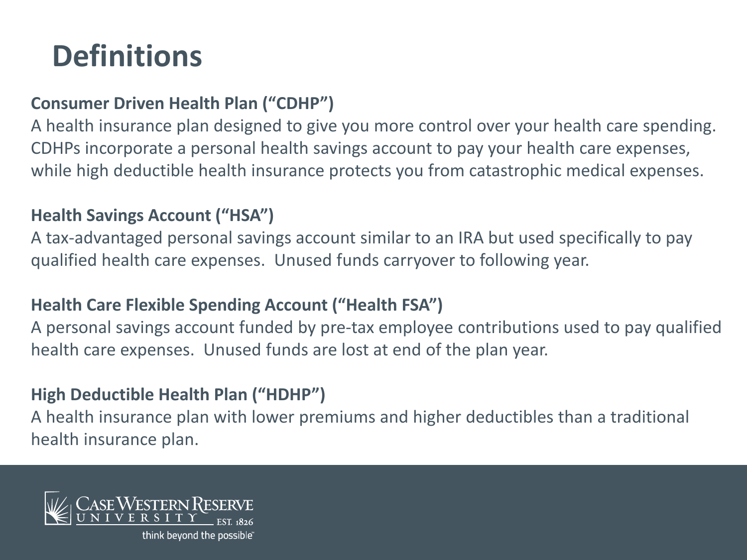# Definitions

**Consumer Driven Health Plan ("CDHP")**

A health insurance plan designed to give you more control over your health care spending. CDHPs incorporate a personal health savings account to pay your health care expenses, while high deductible health insurance protects you from catastrophic medical expenses.

**Health Savings Account ("HSA")**

A tax-advantaged personal savings account similar to an IRA but used specifically to pay qualified health care expenses. Unused funds carryover to following year.

**Health Care Flexible Spending Account ("Health FSA")**

A personal savings account funded by pre-tax employee contributions used to pay qualified health care expenses. Unused funds are lost at end of the plan year.

**High Deductible Health Plan ("HDHP")**

A health insurance plan with lower premiums and higher deductibles than a traditional health insurance plan.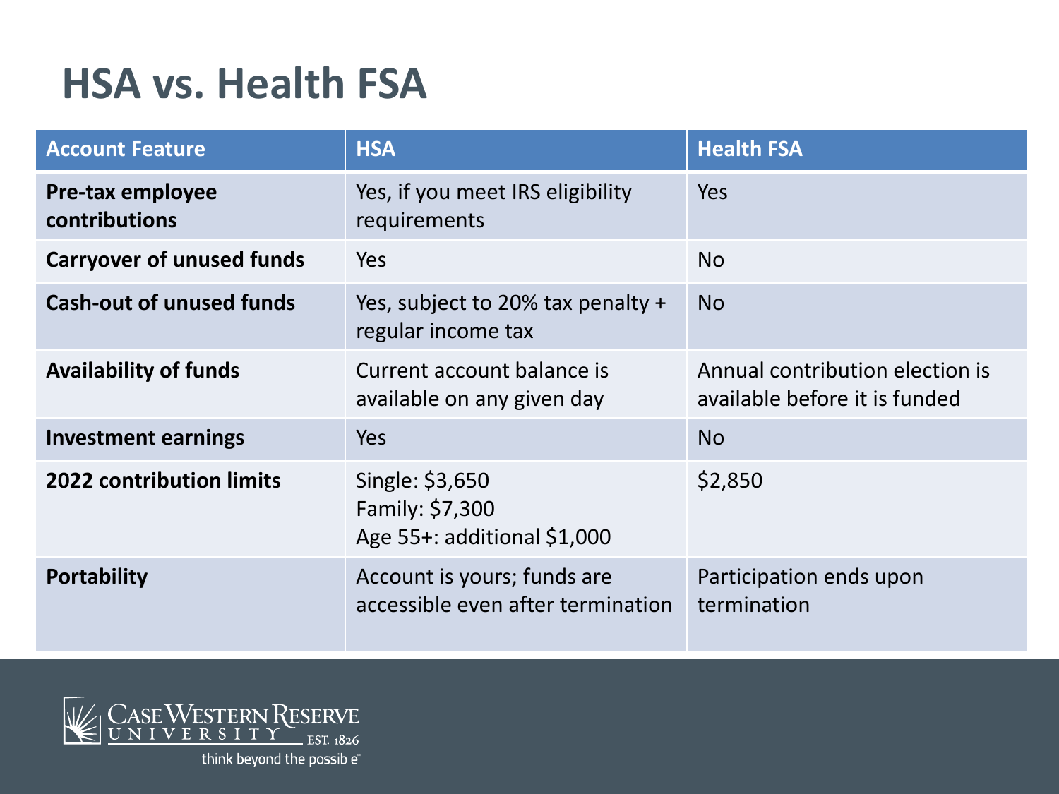# HSA vs. Health FSA

| Account Feature | HSA | Health FSA |
|---|---|---|
| **Pre-tax employee contributions** | Yes, if you meet IRS eligibility requirements | Yes |
| **Carryover of unused funds** | Yes | No |
| **Cash-out of unused funds** | Yes, subject to 20% tax penalty + regular income tax | No |
| **Availability of funds** | Current account balance is available on any given day | Annual contribution election is available before it is funded |
| **Investment earnings** | Yes | No |
| **2022 contribution limits** | Single: $3,650<br>Family: $7,300<br>Age 55+: additional $1,000 | $2,850 |
| **Portability** | Account is yours; funds are accessible even after termination | Participation ends upon termination |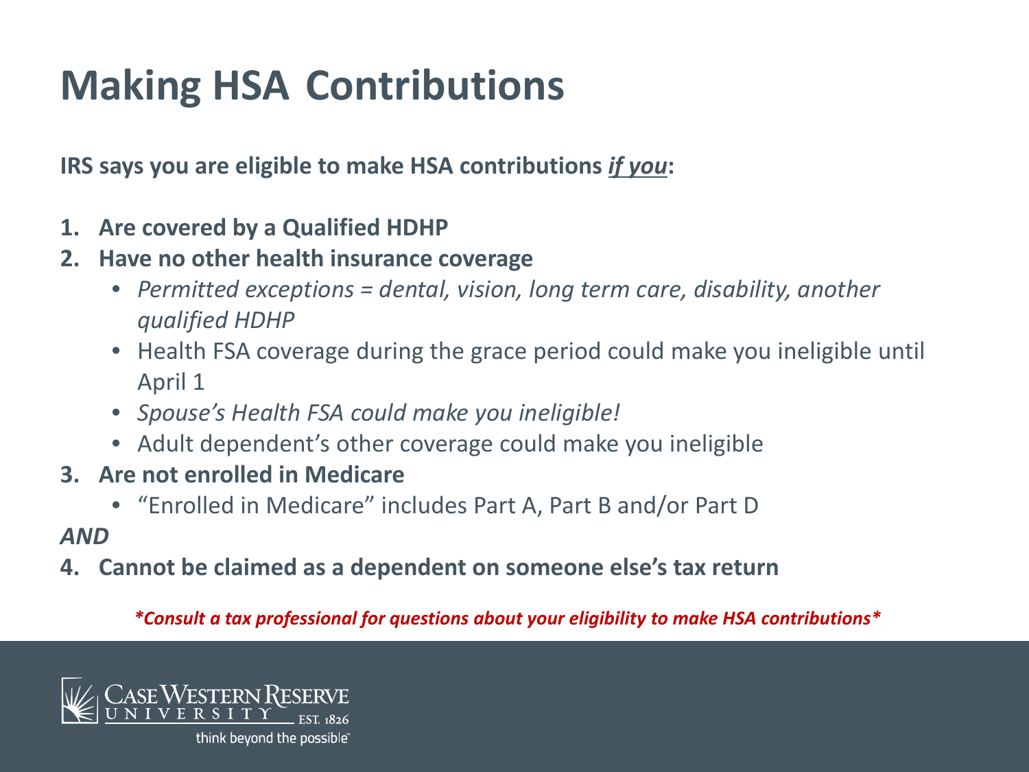# Making HSA Contributions

**IRS says you are eligible to make HSA contributions *if you*:**

1. **Are covered by a Qualified HDHP**
2. **Have no other health insurance coverage**
    - *Permitted exceptions = dental, vision, long term care, disability, another qualified HDHP*
    - Health FSA coverage during the grace period could make you ineligible until April 1
    - *Spouse's Health FSA could make you ineligible!*
    - Adult dependent's other coverage could make you ineligible
3. **Are not enrolled in Medicare**
    - "Enrolled in Medicare" includes Part A, Part B and/or Part D

***AND***

4. **Cannot be claimed as a dependent on someone else's tax return**

***Consult a tax professional for questions about your eligibility to make HSA contributions***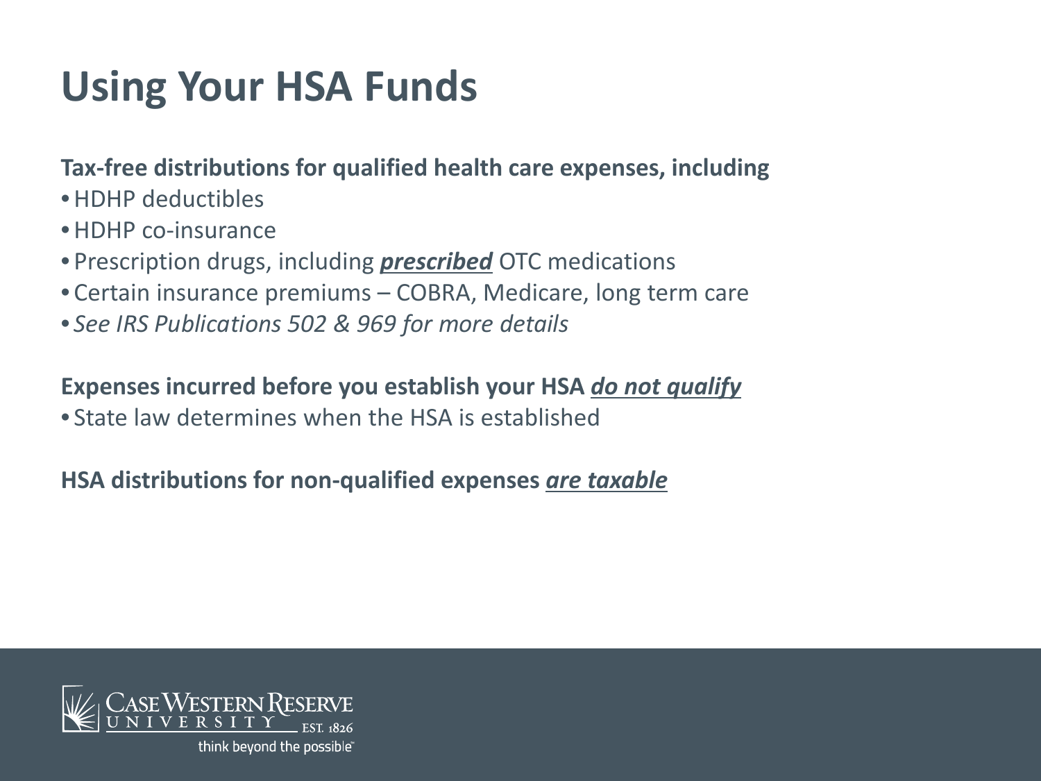# Using Your HSA Funds

**Tax-free distributions for qualified health care expenses, including**

- HDHP deductibles
- HDHP co-insurance
- Prescription drugs, including ***prescribed*** OTC medications
- Certain insurance premiums – COBRA, Medicare, long term care
- *See IRS Publications 502 & 969 for more details*

**Expenses incurred before you establish your HSA *do not qualify***

- State law determines when the HSA is established

**HSA distributions for non-qualified expenses *are taxable***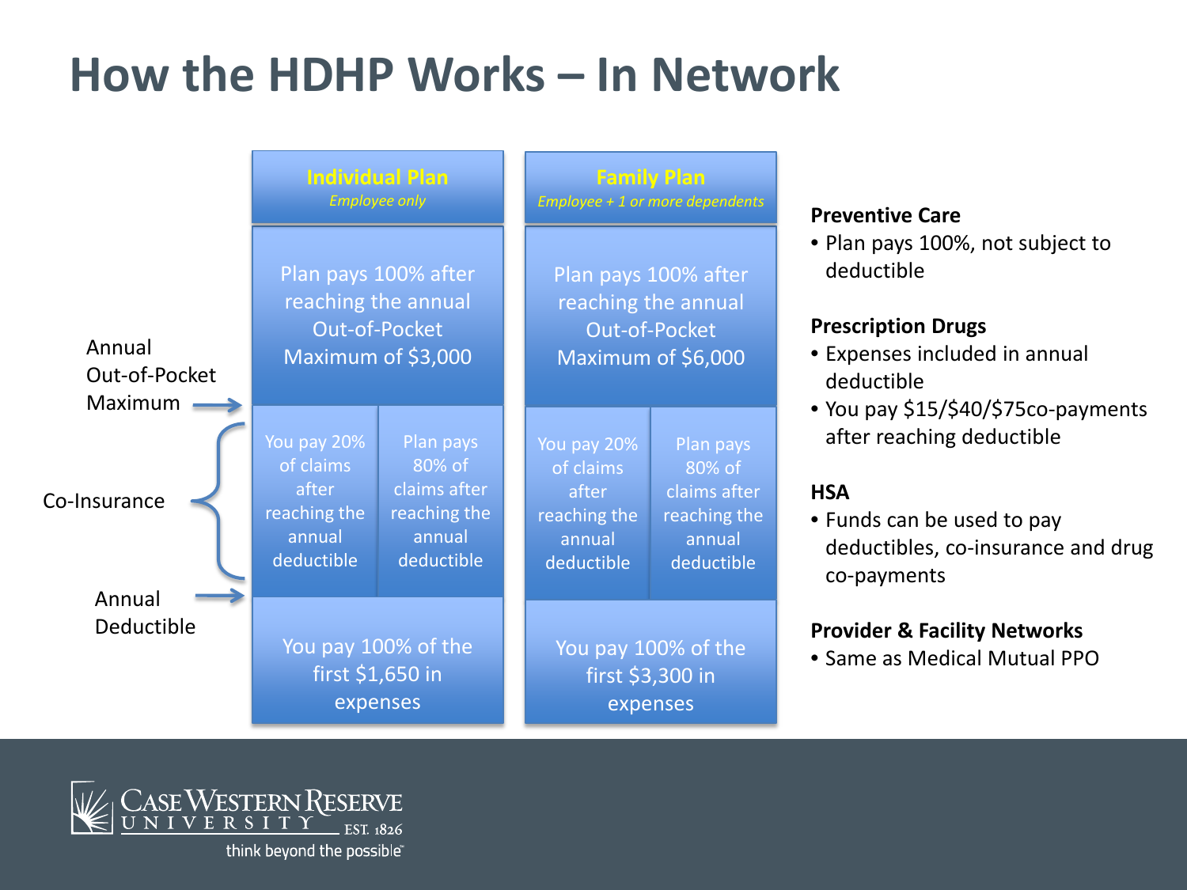# How the HDHP Works – In Network

| | Individual Plan *Employee only* | | Family Plan *Employee + 1 or more dependents* | |
|---|---|---|---|---|
| Annual Out-of-Pocket Maximum | Plan pays 100% after reaching the annual Out-of-Pocket Maximum of $3,000 | | Plan pays 100% after reaching the annual Out-of-Pocket Maximum of $6,000 | |
| Co-Insurance | You pay 20% of claims after reaching the annual deductible | Plan pays 80% of claims after reaching the annual deductible | You pay 20% of claims after reaching the annual deductible | Plan pays 80% of claims after reaching the annual deductible |
| Annual Deductible | You pay 100% of the first $1,650 in expenses | | You pay 100% of the first $3,300 in expenses | |

**Preventive Care**

- Plan pays 100%, not subject to deductible

**Prescription Drugs**

- Expenses included in annual deductible
- You pay $15/$40/$75co-payments after reaching deductible

**HSA**

- Funds can be used to pay deductibles, co-insurance and drug co-payments

**Provider & Facility Networks**

- Same as Medical Mutual PPO

Case Western Reserve University EST. 1826

think beyond the possible™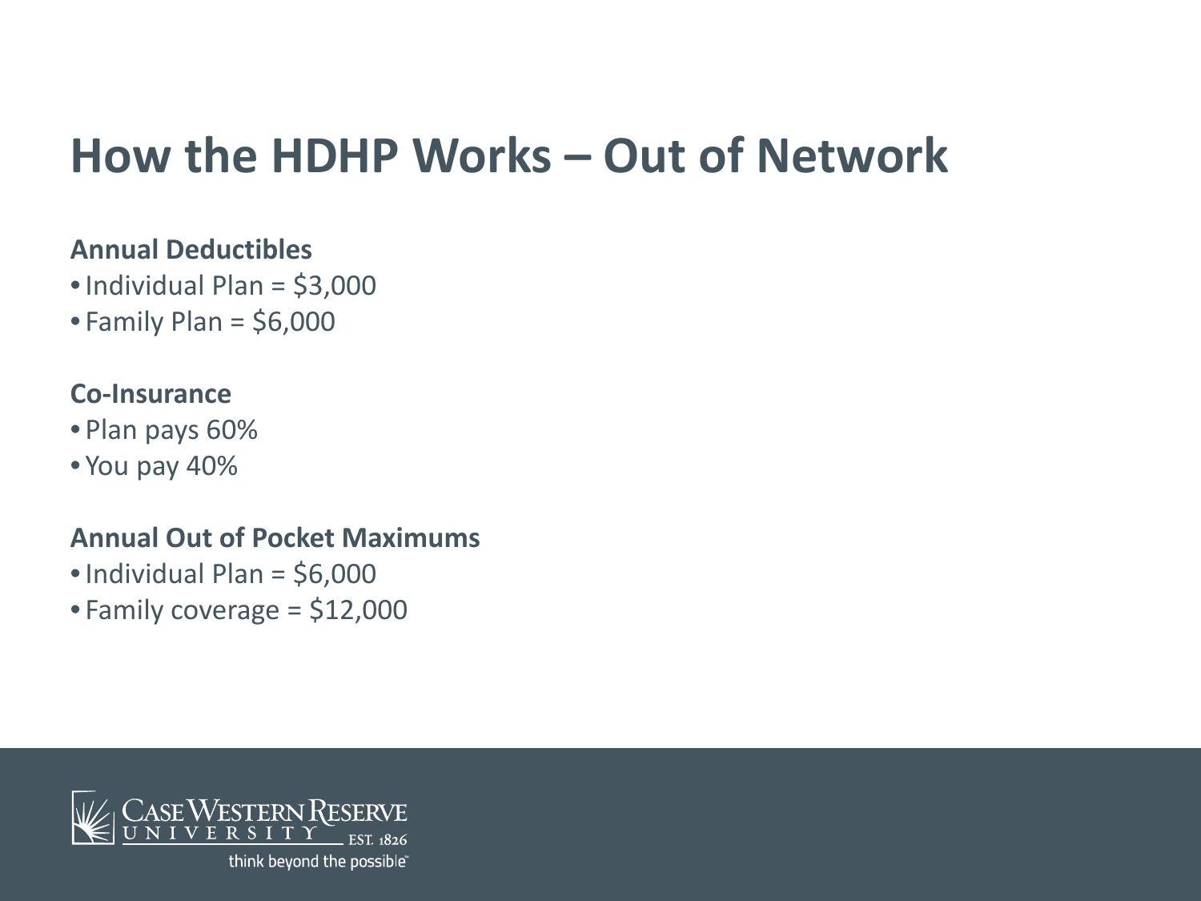# How the HDHP Works – Out of Network

**Annual Deductibles**

- Individual Plan = $3,000
- Family Plan = $6,000

**Co-Insurance**

- Plan pays 60%
- You pay 40%

**Annual Out of Pocket Maximums**

- Individual Plan = $6,000
- Family coverage = $12,000